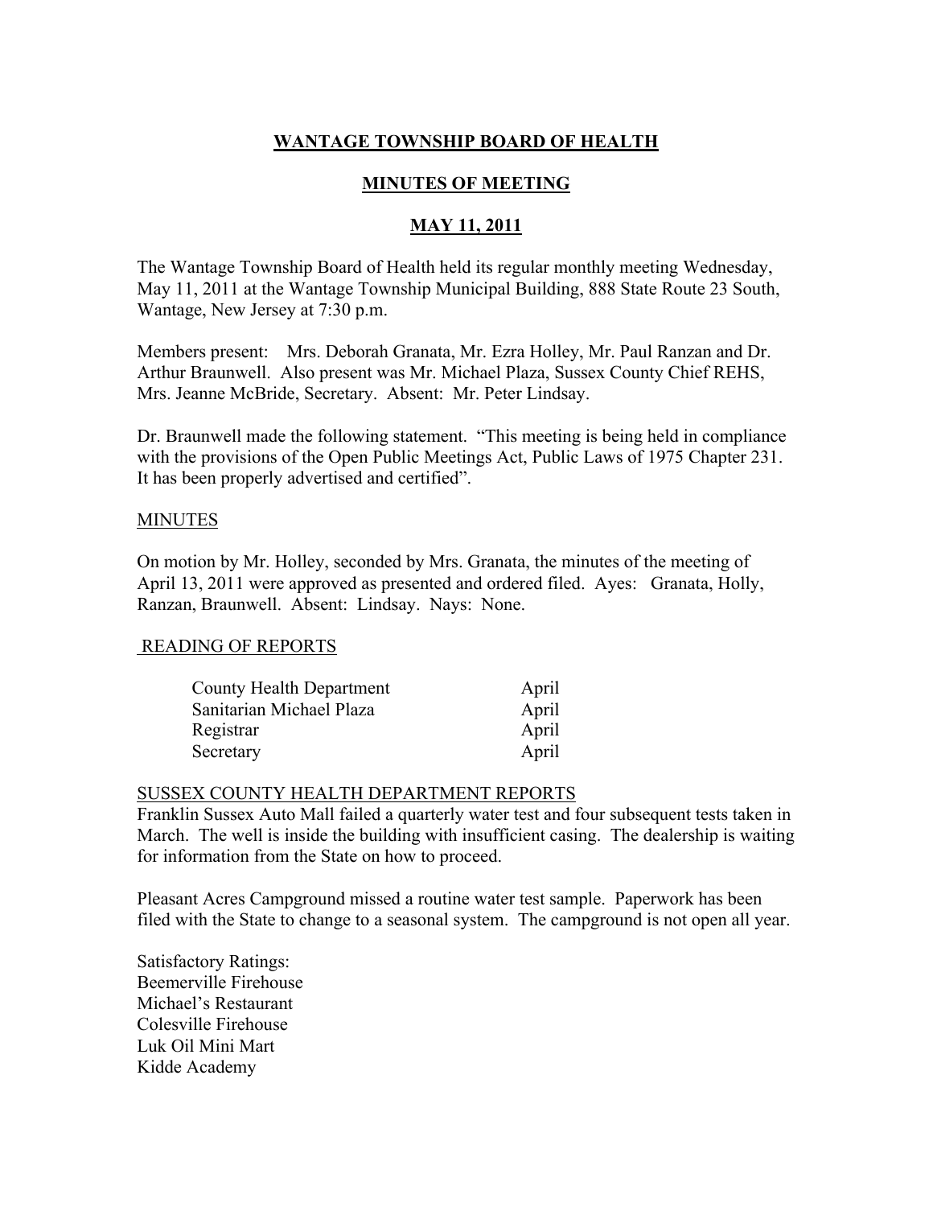# WANTAGE TOWNSHIP BOARD OF HEALTH

## MINUTES OF MEETING

## MAY 11, 2011

The Wantage Township Board of Health held its regular monthly meeting Wednesday, May 11, 2011 at the Wantage Township Municipal Building, 888 State Route 23 South, Wantage, New Jersey at 7:30 p.m.

Members present: Mrs. Deborah Granata, Mr. Ezra Holley, Mr. Paul Ranzan and Dr. Arthur Braunwell. Also present was Mr. Michael Plaza, Sussex County Chief REHS, Mrs. Jeanne McBride, Secretary. Absent: Mr. Peter Lindsay.

Dr. Braunwell made the following statement. "This meeting is being held in compliance with the provisions of the Open Public Meetings Act, Public Laws of 1975 Chapter 231. It has been properly advertised and certified".

### MINUTES

On motion by Mr. Holley, seconded by Mrs. Granata, the minutes of the meeting of April 13, 2011 were approved as presented and ordered filed. Ayes: Granata, Holly, Ranzan, Braunwell. Absent: Lindsay. Nays: None.

### READING OF REPORTS

| | |
|---|---|
| County Health Department | April |
| Sanitarian Michael Plaza | April |
| Registrar | April |
| Secretary | April |

### SUSSEX COUNTY HEALTH DEPARTMENT REPORTS

Franklin Sussex Auto Mall failed a quarterly water test and four subsequent tests taken in March. The well is inside the building with insufficient casing. The dealership is waiting for information from the State on how to proceed.

Pleasant Acres Campground missed a routine water test sample. Paperwork has been filed with the State to change to a seasonal system. The campground is not open all year.

Satisfactory Ratings:
Beemerville Firehouse
Michael's Restaurant
Colesville Firehouse
Luk Oil Mini Mart
Kidde Academy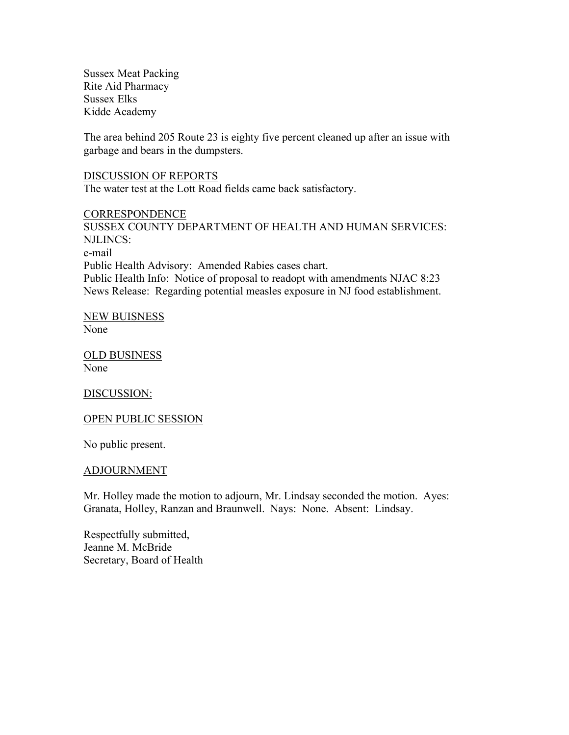Sussex Meat Packing
Rite Aid Pharmacy
Sussex Elks
Kidde Academy

The area behind 205 Route 23 is eighty five percent cleaned up after an issue with garbage and bears in the dumpsters.

<u>DISCUSSION OF REPORTS</u>
The water test at the Lott Road fields came back satisfactory.

<u>CORRESPONDENCE</u>
SUSSEX COUNTY DEPARTMENT OF HEALTH AND HUMAN SERVICES:
NJLINCS:
e-mail
Public Health Advisory: Amended Rabies cases chart.
Public Health Info: Notice of proposal to readopt with amendments NJAC 8:23
News Release: Regarding potential measles exposure in NJ food establishment.

<u>NEW BUISNESS</u>
None

<u>OLD BUSINESS</u>
None

<u>DISCUSSION:</u>

<u>OPEN PUBLIC SESSION</u>

No public present.

<u>ADJOURNMENT</u>

Mr. Holley made the motion to adjourn, Mr. Lindsay seconded the motion. Ayes: Granata, Holley, Ranzan and Braunwell. Nays: None. Absent: Lindsay.

Respectfully submitted,
Jeanne M. McBride
Secretary, Board of Health